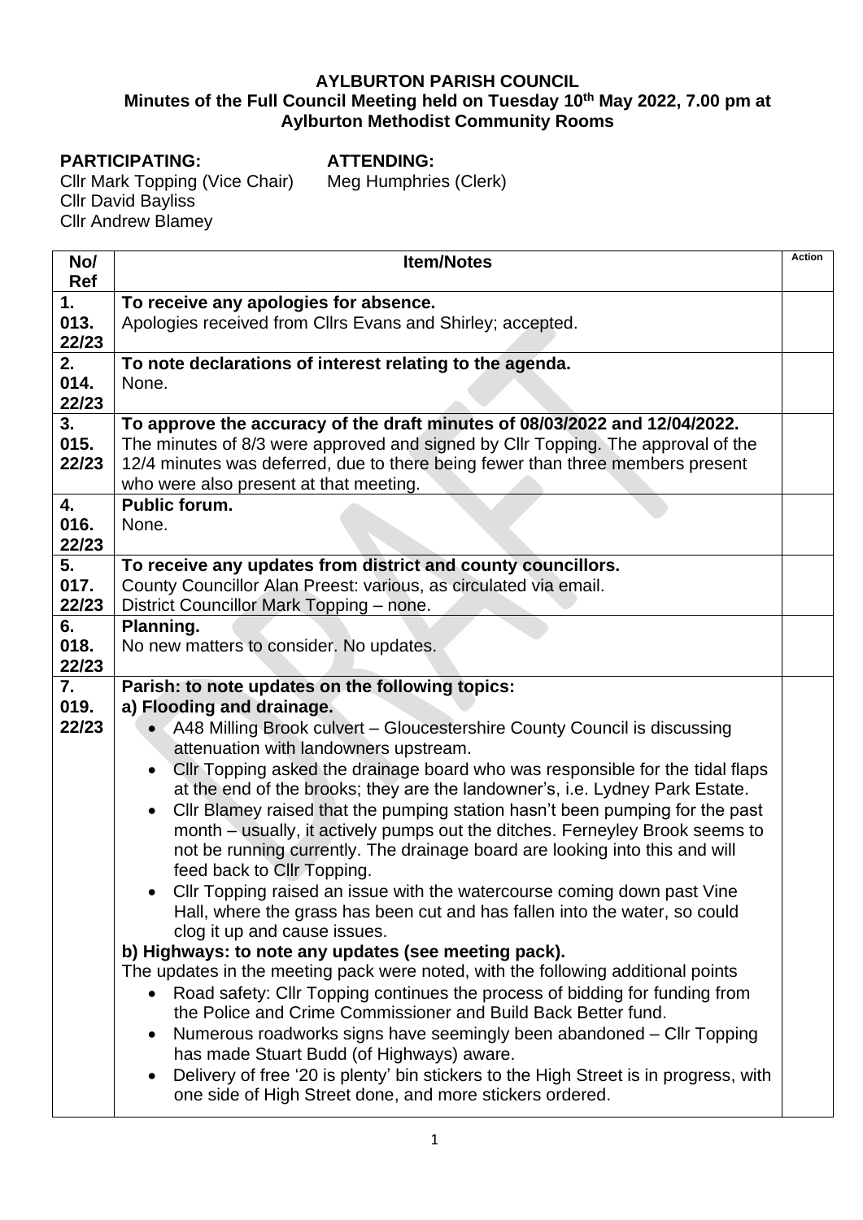**AYLBURTON PARISH COUNCIL**
**Minutes of the Full Council Meeting held on Tuesday 10th May 2022, 7.00 pm at Aylburton Methodist Community Rooms**

**PARTICIPATING:**
Cllr Mark Topping (Vice Chair)
Cllr David Bayliss
Cllr Andrew Blamey

**ATTENDING:**
Meg Humphries (Clerk)

| No/ Ref | Item/Notes | Action |
|---|---|---|
| 1. 013. 22/23 | **To receive any apologies for absence.**<br>Apologies received from Cllrs Evans and Shirley; accepted. | |
| 2. 014. 22/23 | **To note declarations of interest relating to the agenda.**<br>None. | |
| 3. 015. 22/23 | **To approve the accuracy of the draft minutes of 08/03/2022 and 12/04/2022.**<br>The minutes of 8/3 were approved and signed by Cllr Topping. The approval of the 12/4 minutes was deferred, due to there being fewer than three members present who were also present at that meeting. | |
| 4. 016. 22/23 | **Public forum.**<br>None. | |
| 5. 017. 22/23 | **To receive any updates from district and county councillors.**<br>County Councillor Alan Preest: various, as circulated via email.<br>District Councillor Mark Topping – none. | |
| 6. 018. 22/23 | **Planning.**<br>No new matters to consider. No updates. | |
| 7. 019. 22/23 | **Parish: to note updates on the following topics:**<br>**a) Flooding and drainage.**<br>• A48 Milling Brook culvert – Gloucestershire County Council is discussing attenuation with landowners upstream.<br>• Cllr Topping asked the drainage board who was responsible for the tidal flaps at the end of the brooks; they are the landowner's, i.e. Lydney Park Estate.<br>• Cllr Blamey raised that the pumping station hasn't been pumping for the past month – usually, it actively pumps out the ditches. Ferneyley Brook seems to not be running currently. The drainage board are looking into this and will feed back to Cllr Topping.<br>• Cllr Topping raised an issue with the watercourse coming down past Vine Hall, where the grass has been cut and has fallen into the water, so could clog it up and cause issues.<br>**b) Highways: to note any updates (see meeting pack).**<br>The updates in the meeting pack were noted, with the following additional points<br>• Road safety: Cllr Topping continues the process of bidding for funding from the Police and Crime Commissioner and Build Back Better fund.<br>• Numerous roadworks signs have seemingly been abandoned – Cllr Topping has made Stuart Budd (of Highways) aware.<br>• Delivery of free '20 is plenty' bin stickers to the High Street is in progress, with one side of High Street done, and more stickers ordered. | |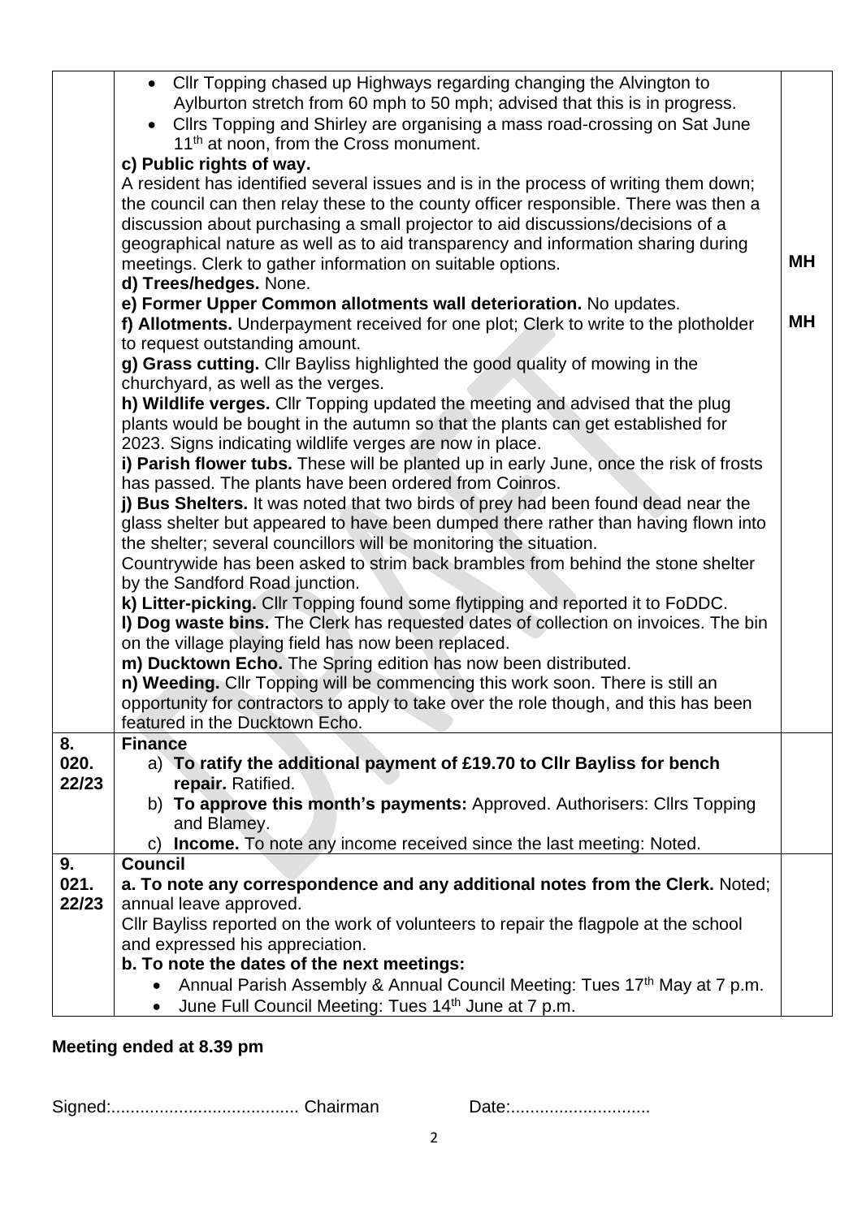| | | |
|---|---|---|
| | • Cllr Topping chased up Highways regarding changing the Alvington to Aylburton stretch from 60 mph to 50 mph; advised that this is in progress.<br>• Cllrs Topping and Shirley are organising a mass road-crossing on Sat June 11th at noon, from the Cross monument.<br>**c) Public rights of way.**<br>A resident has identified several issues and is in the process of writing them down; the council can then relay these to the county officer responsible. There was then a discussion about purchasing a small projector to aid discussions/decisions of a geographical nature as well as to aid transparency and information sharing during meetings. Clerk to gather information on suitable options.<br>**d) Trees/hedges.** None.<br>**e) Former Upper Common allotments wall deterioration.** No updates.<br>**f) Allotments.** Underpayment received for one plot; Clerk to write to the plotholder to request outstanding amount.<br>**g) Grass cutting.** Cllr Bayliss highlighted the good quality of mowing in the churchyard, as well as the verges.<br>**h) Wildlife verges.** Cllr Topping updated the meeting and advised that the plug plants would be bought in the autumn so that the plants can get established for 2023. Signs indicating wildlife verges are now in place.<br>**i) Parish flower tubs.** These will be planted up in early June, once the risk of frosts has passed. The plants have been ordered from Coinros.<br>**j) Bus Shelters.** It was noted that two birds of prey had been found dead near the glass shelter but appeared to have been dumped there rather than having flown into the shelter; several councillors will be monitoring the situation.<br>Countrywide has been asked to strim back brambles from behind the stone shelter by the Sandford Road junction.<br>**k) Litter-picking.** Cllr Topping found some flytipping and reported it to FoDDC.<br>**l) Dog waste bins.** The Clerk has requested dates of collection on invoices. The bin on the village playing field has now been replaced.<br>**m) Ducktown Echo.** The Spring edition has now been distributed.<br>**n) Weeding.** Cllr Topping will be commencing this work soon. There is still an opportunity for contractors to apply to take over the role though, and this has been featured in the Ducktown Echo. | **MH**<br><br>**MH** |
| **8. 020. 22/23** | **Finance**<br>a) **To ratify the additional payment of £19.70 to Cllr Bayliss for bench repair.** Ratified.<br>b) **To approve this month's payments:** Approved. Authorisers: Cllrs Topping and Blamey.<br>c) **Income.** To note any income received since the last meeting: Noted. | |
| **9. 021. 22/23** | **Council**<br>**a. To note any correspondence and any additional notes from the Clerk.** Noted; annual leave approved.<br>Cllr Bayliss reported on the work of volunteers to repair the flagpole at the school and expressed his appreciation.<br>**b. To note the dates of the next meetings:**<br>• Annual Parish Assembly & Annual Council Meeting: Tues 17th May at 7 p.m.<br>• June Full Council Meeting: Tues 14th June at 7 p.m. | |

**Meeting ended at 8.39 pm**

Signed:....................................... Chairman Date:.............................